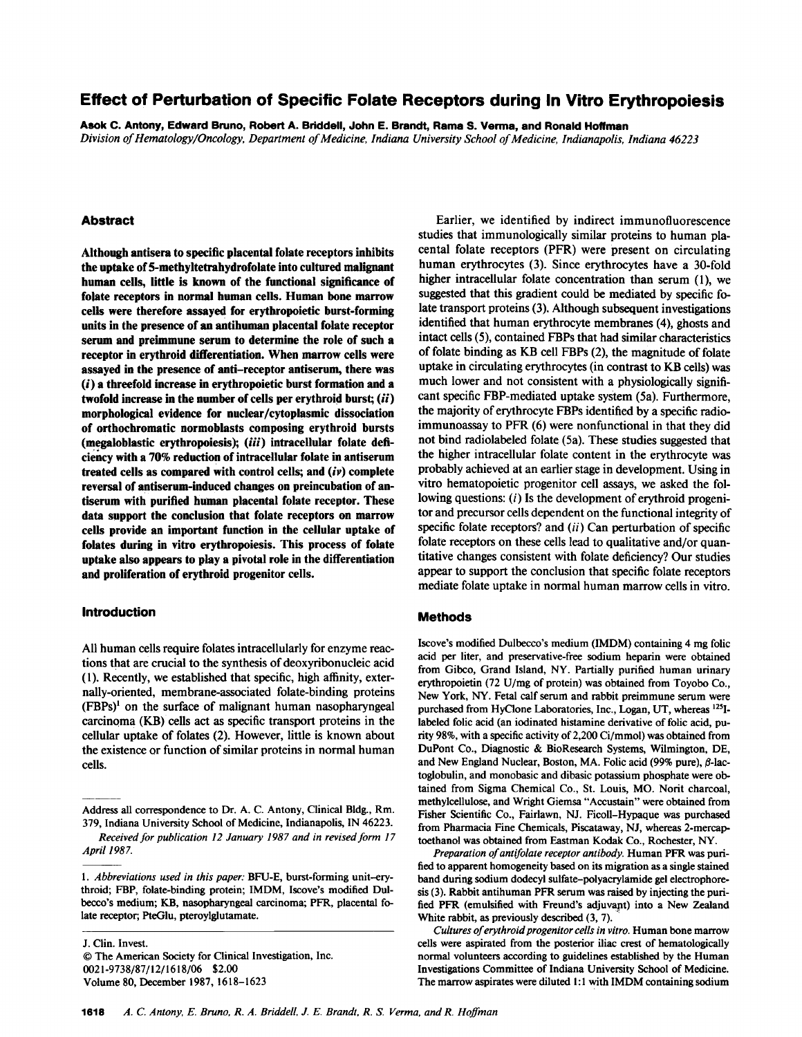// Effect of Perturbation of Specific Folate Receptors during In Vitro Erythropoiesis

**Asok C. Antony, Edward Bruno, Robert A. Briddell, John E. Brandt, Rama S. Verma, and Ronald Hoffman**

*Division of Hematology/Oncology, Department of Medicine, Indiana University School of Medicine, Indianapolis, Indiana 46223*

## Abstract

**Although antisera to specific placental folate receptors inhibits the uptake of 5-methyltetrahydrofolate into cultured malignant human cells, little is known of the functional significance of folate receptors in normal human cells. Human bone marrow cells were therefore assayed for erythropoietic burst-forming units in the presence of an antihuman placental folate receptor serum and preimmune serum to determine the role of such a receptor in erythroid differentiation. When marrow cells were assayed in the presence of anti-receptor antiserum, there was (*i*) a threefold increase in erythropoietic burst formation and a twofold increase in the number of cells per erythroid burst; (*ii*) morphological evidence for nuclear/cytoplasmic dissociation of orthochromatic normoblasts composing erythroid bursts (megaloblastic erythropoiesis); (*iii*) intracellular folate deficiency with a 70% reduction of intracellular folate in antiserum treated cells as compared with control cells; and (*iv*) complete reversal of antiserum-induced changes on preincubation of antiserum with purified human placental folate receptor. These data support the conclusion that folate receptors on marrow cells provide an important function in the cellular uptake of folates during in vitro erythropoiesis. This process of folate uptake also appears to play a pivotal role in the differentiation and proliferation of erythroid progenitor cells.**

## Introduction

All human cells require folates intracellularly for enzyme reactions that are crucial to the synthesis of deoxyribonucleic acid (1). Recently, we established that specific, high affinity, externally-oriented, membrane-associated folate-binding proteins (FBPs)[1] on the surface of malignant human nasopharyngeal carcinoma (KB) cells act as specific transport proteins in the cellular uptake of folates (2). However, little is known about the existence or function of similar proteins in normal human cells.

Earlier, we identified by indirect immunofluorescence studies that immunologically similar proteins to human placental folate receptors (PFR) were present on circulating human erythrocytes (3). Since erythrocytes have a 30-fold higher intracellular folate concentration than serum (1), we suggested that this gradient could be mediated by specific folate transport proteins (3). Although subsequent investigations identified that human erythrocyte membranes (4), ghosts and intact cells (5), contained FBPs that had similar characteristics of folate binding as KB cell FBPs (2), the magnitude of folate uptake in circulating erythrocytes (in contrast to KB cells) was much lower and not consistent with a physiologically significant specific FBP-mediated uptake system (5a). Furthermore, the majority of erythrocyte FBPs identified by a specific radioimmunoassay to PFR (6) were nonfunctional in that they did not bind radiolabeled folate (5a). These studies suggested that the higher intracellular folate content in the erythrocyte was probably achieved at an earlier stage in development. Using in vitro hematopoietic progenitor cell assays, we asked the following questions: (*i*) Is the development of erythroid progenitor and precursor cells dependent on the functional integrity of specific folate receptors? and (*ii*) Can perturbation of specific folate receptors on these cells lead to qualitative and/or quantitative changes consistent with folate deficiency? Our studies appear to support the conclusion that specific folate receptors mediate folate uptake in normal human marrow cells in vitro.

## Methods

Iscove's modified Dulbecco's medium (IMDM) containing 4 mg folic acid per liter, and preservative-free sodium heparin were obtained from Gibco, Grand Island, NY. Partially purified human urinary erythropoietin (72 U/mg of protein) was obtained from Toyobo Co., New York, NY. Fetal calf serum and rabbit preimmune serum were purchased from HyClone Laboratories, Inc., Logan, UT, whereas $^{125}$I-labeled folic acid (an iodinated histamine derivative of folic acid, purity 98%, with a specific activity of 2,200 Ci/mmol) was obtained from DuPont Co., Diagnostic & BioResearch Systems, Wilmington, DE, and New England Nuclear, Boston, MA. Folic acid (99% pure), β-lactoglobulin, and monobasic and dibasic potassium phosphate were obtained from Sigma Chemical Co., St. Louis, MO. Norit charcoal, methylcellulose, and Wright Giemsa "Accustain" were obtained from Fisher Scientific Co., Fairlawn, NJ. Ficoll-Hypaque was purchased from Pharmacia Fine Chemicals, Piscataway, NJ, whereas 2-mercaptoethanol was obtained from Eastman Kodak Co., Rochester, NY.

*Preparation of antifolate receptor antibody.* Human PFR was purified to apparent homogeneity based on its migration as a single stained band during sodium dodecyl sulfate-polyacrylamide gel electrophoresis (3). Rabbit antihuman PFR serum was raised by injecting the purified PFR (emulsified with Freund's adjuvant) into a New Zealand White rabbit, as previously described (3, 7).

*Cultures of erythroid progenitor cells in vitro.* Human bone marrow cells were aspirated from the posterior iliac crest of hematologically normal volunteers according to guidelines established by the Human Investigations Committee of Indiana University School of Medicine. The marrow aspirates were diluted 1:1 with IMDM containing sodium

---

Address all correspondence to Dr. A. C. Antony, Clinical Bldg., Rm. 379, Indiana University School of Medicine, Indianapolis, IN 46223.

*Received for publication 12 January 1987 and in revised form 17 April 1987.*

1. *Abbreviations used in this paper:* BFU-E, burst-forming unit–erythroid; FBP, folate-binding protein; IMDM, Iscove's modified Dulbecco's medium; KB, nasopharyngeal carcinoma; PFR, placental folate receptor; PteGlu, pteroylglutamate.

J. Clin. Invest.
© The American Society for Clinical Investigation, Inc.
0021-9738/87/12/1618/06 $2.00
Volume 80, December 1987, 1618–1623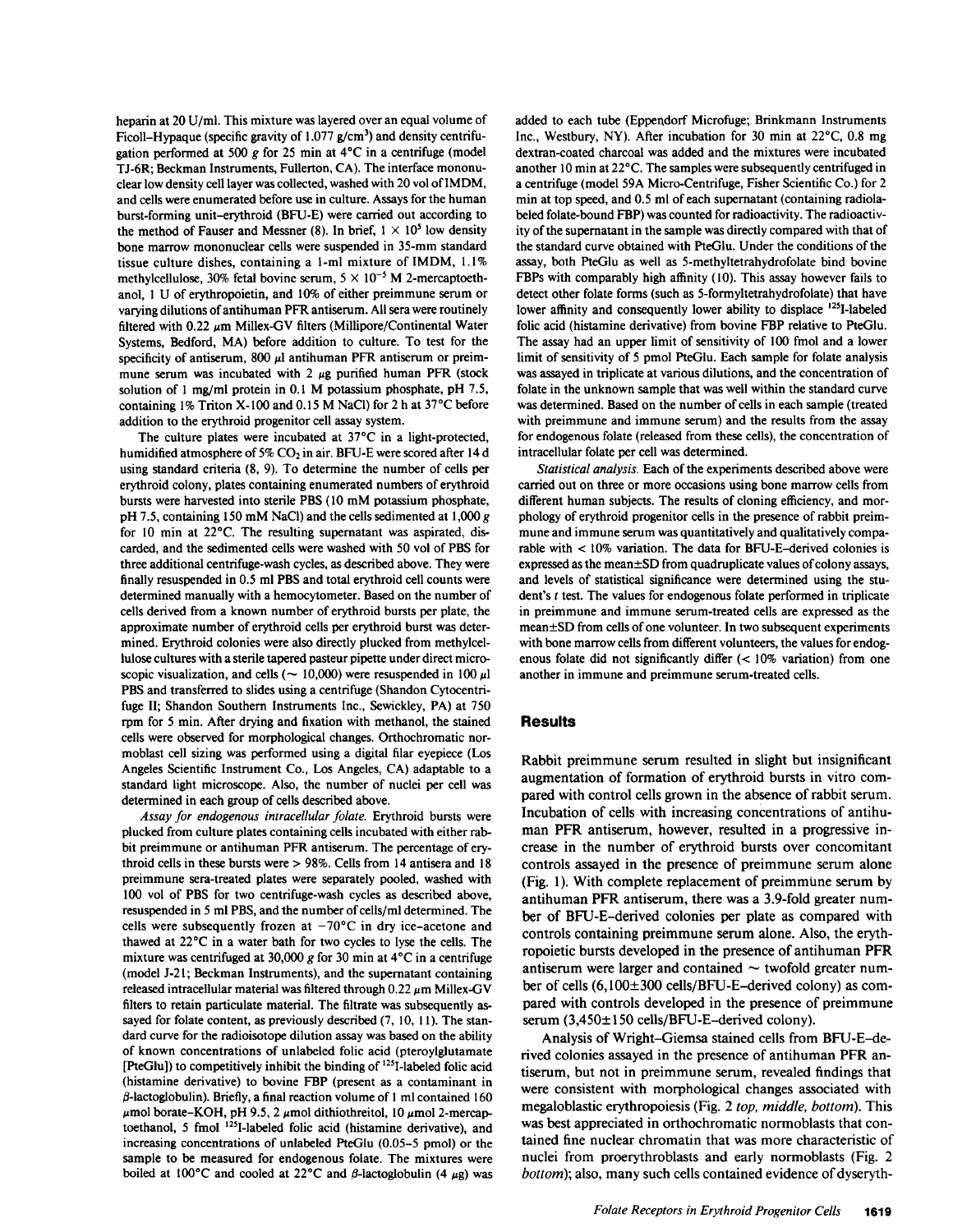heparin at 20 U/ml. This mixture was layered over an equal volume of Ficoll–Hypaque (specific gravity of 1.077 g/cm$^3$) and density centrifugation performed at 500 *g* for 25 min at 4°C in a centrifuge (model TJ-6R; Beckman Instruments, Fullerton, CA). The interface mononuclear low density cell layer was collected, washed with 20 vol of IMDM, and cells were enumerated before use in culture. Assays for the human burst-forming unit–erythroid (BFU-E) were carried out according to the method of Fauser and Messner (8). In brief, $1 \times 10^5$ low density bone marrow mononuclear cells were suspended in 35-mm standard tissue culture dishes, containing a 1-ml mixture of IMDM, 1.1% methylcellulose, 30% fetal bovine serum, $5 \times 10^{-5}$ M 2-mercaptoethanol, 1 U of erythropoietin, and 10% of either preimmune serum or varying dilutions of antihuman PFR antiserum. All sera were routinely filtered with 0.22 μm Millex-GV filters (Millipore/Continental Water Systems, Bedford, MA) before addition to culture. To test for the specificity of antiserum, 800 μl antihuman PFR antiserum or preimmune serum was incubated with 2 μg purified human PFR (stock solution of 1 mg/ml protein in 0.1 M potassium phosphate, pH 7.5, containing 1% Triton X-100 and 0.15 M NaCl) for 2 h at 37°C before addition to the erythroid progenitor cell assay system.

The culture plates were incubated at 37°C in a light-protected, humidified atmosphere of 5% $CO_2$ in air. BFU-E were scored after 14 d using standard criteria (8, 9). To determine the number of cells per erythroid colony, plates containing enumerated numbers of erythroid bursts were harvested into sterile PBS (10 mM potassium phosphate, pH 7.5, containing 150 mM NaCl) and the cells sedimented at 1,000 *g* for 10 min at 22°C. The resulting supernatant was aspirated, discarded, and the sedimented cells were washed with 50 vol of PBS for three additional centrifuge-wash cycles, as described above. They were finally resuspended in 0.5 ml PBS and total erythroid cell counts were determined manually with a hemocytometer. Based on the number of cells derived from a known number of erythroid bursts per plate, the approximate number of erythroid cells per erythroid burst was determined. Erythroid colonies were also directly plucked from methylcellulose cultures with a sterile tapered pasteur pipette under direct microscopic visualization, and cells (~ 10,000) were resuspended in 100 μl PBS and transferred to slides using a centrifuge (Shandon Cytocentrifuge II; Shandon Southern Instruments Inc., Sewickley, PA) at 750 rpm for 5 min. After drying and fixation with methanol, the stained cells were observed for morphological changes. Orthochromatic normoblast cell sizing was performed using a digital filar eyepiece (Los Angeles Scientific Instrument Co., Los Angeles, CA) adaptable to a standard light microscope. Also, the number of nuclei per cell was determined in each group of cells described above.

*Assay for endogenous intracellular folate.* Erythroid bursts were plucked from culture plates containing cells incubated with either rabbit preimmune or antihuman PFR antiserum. The percentage of erythroid cells in these bursts were > 98%. Cells from 14 antisera and 18 preimmune sera-treated plates were separately pooled, washed with 100 vol of PBS for two centrifuge-wash cycles as described above, resuspended in 5 ml PBS, and the number of cells/ml determined. The cells were subsequently frozen at −70°C in dry ice-acetone and thawed at 22°C in a water bath for two cycles to lyse the cells. The mixture was centrifuged at 30,000 *g* for 30 min at 4°C in a centrifuge (model J-21; Beckman Instruments), and the supernatant containing released intracellular material was filtered through 0.22 μm Millex-GV filters to retain particulate material. The filtrate was subsequently assayed for folate content, as previously described (7, 10, 11). The standard curve for the radioisotope dilution assay was based on the ability of known concentrations of unlabeled folic acid (pteroylglutamate [PteGlu]) to competitively inhibit the binding of $^{125}$I-labeled folic acid (histamine derivative) to bovine FBP (present as a contaminant in β-lactoglobulin). Briefly, a final reaction volume of 1 ml contained 160 μmol borate-KOH, pH 9.5, 2 μmol dithiothreitol, 10 μmol 2-mercaptoethanol, 5 fmol $^{125}$I-labeled folic acid (histamine derivative), and increasing concentrations of unlabeled PteGlu (0.05–5 pmol) or the sample to be measured for endogenous folate. The mixtures were boiled at 100°C and cooled at 22°C and β-lactoglobulin (4 μg) was added to each tube (Eppendorf Microfuge; Brinkmann Instruments Inc., Westbury, NY). After incubation for 30 min at 22°C, 0.8 mg dextran-coated charcoal was added and the mixtures were incubated another 10 min at 22°C. The samples were subsequently centrifuged in a centrifuge (model 59A Micro-Centrifuge, Fisher Scientific Co.) for 2 min at top speed, and 0.5 ml of each supernatant (containing radiolabeled folate-bound FBP) was counted for radioactivity. The radioactivity of the supernatant in the sample was directly compared with that of the standard curve obtained with PteGlu. Under the conditions of the assay, both PteGlu as well as 5-methyltetrahydrofolate bind bovine FBPs with comparably high affinity (10). This assay however fails to detect other folate forms (such as 5-formyltetrahydrofolate) that have lower affinity and consequently lower ability to displace $^{125}$I-labeled folic acid (histamine derivative) from bovine FBP relative to PteGlu. The assay had an upper limit of sensitivity of 100 fmol and a lower limit of sensitivity of 5 pmol PteGlu. Each sample for folate analysis was assayed in triplicate at various dilutions, and the concentration of folate in the unknown sample that was well within the standard curve was determined. Based on the number of cells in each sample (treated with preimmune and immune serum) and the results from the assay for endogenous folate (released from these cells), the concentration of intracellular folate per cell was determined.

*Statistical analysis.* Each of the experiments described above were carried out on three or more occasions using bone marrow cells from different human subjects. The results of cloning efficiency, and morphology of erythroid progenitor cells in the presence of rabbit preimmune and immune serum was quantitatively and qualitatively comparable with < 10% variation. The data for BFU-E–derived colonies is expressed as the mean±SD from quadruplicate values of colony assays, and levels of statistical significance were determined using the student's *t* test. The values for endogenous folate performed in triplicate in preimmune and immune serum-treated cells are expressed as the mean±SD from cells of one volunteer. In two subsequent experiments with bone marrow cells from different volunteers, the values for endogenous folate did not significantly differ (< 10% variation) from one another in immune and preimmune serum-treated cells.

## Results

Rabbit preimmune serum resulted in slight but insignificant augmentation of formation of erythroid bursts in vitro compared with control cells grown in the absence of rabbit serum. Incubation of cells with increasing concentrations of antihuman PFR antiserum, however, resulted in a progressive increase in the number of erythroid bursts over concomitant controls assayed in the presence of preimmune serum alone (Fig. 1). With complete replacement of preimmune serum by antihuman PFR antiserum, there was a 3.9-fold greater number of BFU-E–derived colonies per plate as compared with controls containing preimmune serum alone. Also, the erythropoietic bursts developed in the presence of antihuman PFR antiserum were larger and contained ~ twofold greater number of cells (6,100±300 cells/BFU-E–derived colony) as compared with controls developed in the presence of preimmune serum (3,450±150 cells/BFU-E–derived colony).

Analysis of Wright–Giemsa stained cells from BFU-E–derived colonies assayed in the presence of antihuman PFR antiserum, but not in preimmune serum, revealed findings that were consistent with morphological changes associated with megaloblastic erythropoiesis (Fig. 2 *top, middle, bottom*). This was best appreciated in orthochromatic normoblasts that contained fine nuclear chromatin that was more characteristic of nuclei from proerythroblasts and early normoblasts (Fig. 2 *bottom*); also, many such cells contained evidence of dyseryth-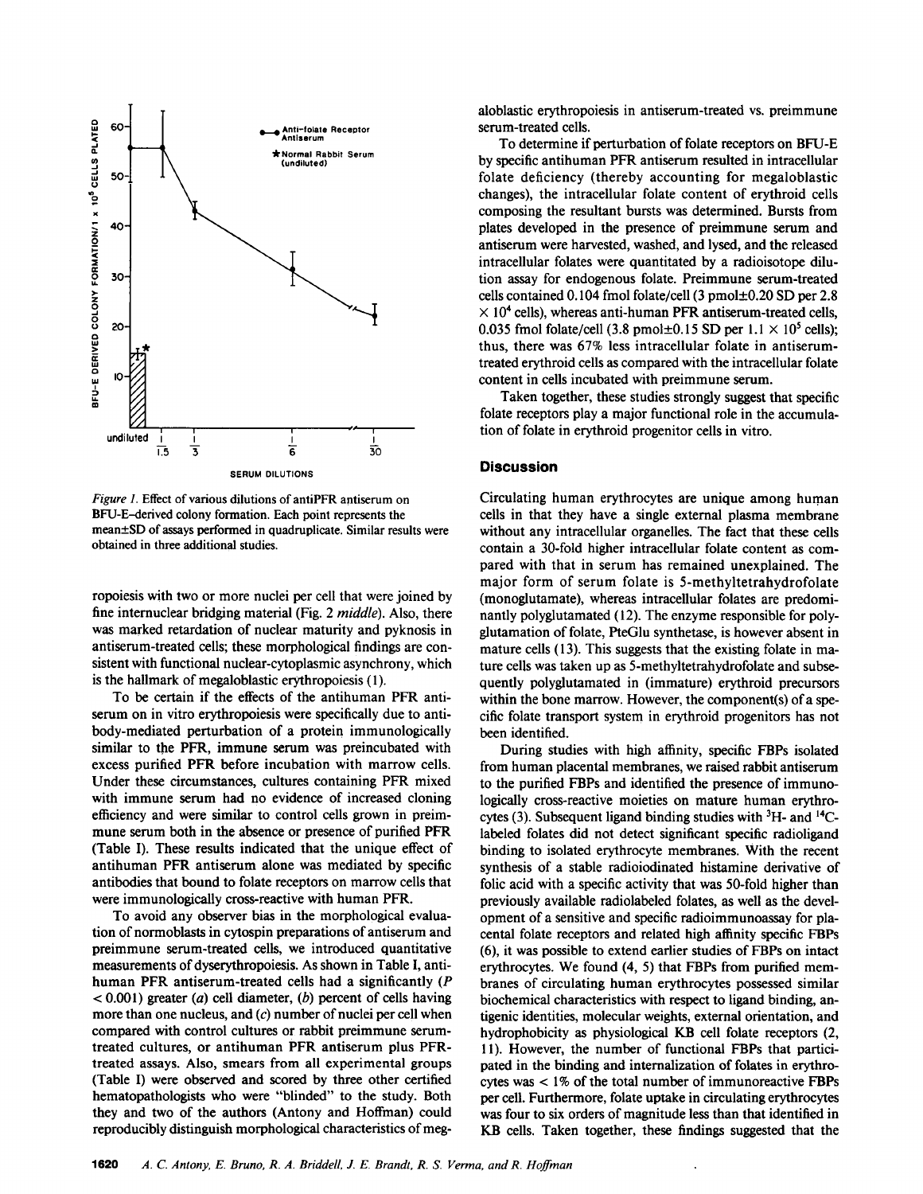*Figure 1.* Effect of various dilutions of antiPFR antiserum on BFU-E–derived colony formation. Each point represents the mean±SD of assays performed in quadruplicate. Similar results were obtained in three additional studies.

ropoiesis with two or more nuclei per cell that were joined by fine internuclear bridging material (Fig. 2 *middle*). Also, there was marked retardation of nuclear maturity and pyknosis in antiserum-treated cells; these morphological findings are consistent with functional nuclear-cytoplasmic asynchrony, which is the hallmark of megaloblastic erythropoiesis (1).

To be certain if the effects of the antihuman PFR antiserum on in vitro erythropoiesis were specifically due to antibody-mediated perturbation of a protein immunologically similar to the PFR, immune serum was preincubated with excess purified PFR before incubation with marrow cells. Under these circumstances, cultures containing PFR mixed with immune serum had no evidence of increased cloning efficiency and were similar to control cells grown in preimmune serum both in the absence or presence of purified PFR (Table I). These results indicated that the unique effect of antihuman PFR antiserum alone was mediated by specific antibodies that bound to folate receptors on marrow cells that were immunologically cross-reactive with human PFR.

To avoid any observer bias in the morphological evaluation of normoblasts in cytospin preparations of antiserum and preimmune serum-treated cells, we introduced quantitative measurements of dyserythropoiesis. As shown in Table I, antihuman PFR antiserum-treated cells had a significantly ($P < 0.001$) greater (*a*) cell diameter, (*b*) percent of cells having more than one nucleus, and (*c*) number of nuclei per cell when compared with control cultures or rabbit preimmune serum-treated cultures, or antihuman PFR antiserum plus PFR-treated assays. Also, smears from all experimental groups (Table I) were observed and scored by three other certified hematopathologists who were "blinded" to the study. Both they and two of the authors (Antony and Hoffman) could reproducibly distinguish morphological characteristics of megaloblastic erythropoiesis in antiserum-treated vs. preimmune serum-treated cells.

To determine if perturbation of folate receptors on BFU-E by specific antihuman PFR antiserum resulted in intracellular folate deficiency (thereby accounting for megaloblastic changes), the intracellular folate content of erythroid cells composing the resultant bursts was determined. Bursts from plates developed in the presence of preimmune serum and antiserum were harvested, washed, and lysed, and the released intracellular folates were quantitated by a radioisotope dilution assay for endogenous folate. Preimmune serum-treated cells contained 0.104 fmol folate/cell (3 pmol±0.20 SD per $2.8 \times 10^4$ cells), whereas anti-human PFR antiserum-treated cells, 0.035 fmol folate/cell (3.8 pmol±0.15 SD per $1.1 \times 10^5$ cells); thus, there was 67% less intracellular folate in antiserum-treated erythroid cells as compared with the intracellular folate content in cells incubated with preimmune serum.

Taken together, these studies strongly suggest that specific folate receptors play a major functional role in the accumulation of folate in erythroid progenitor cells in vitro.

## Discussion

Circulating human erythrocytes are unique among human cells in that they have a single external plasma membrane without any intracellular organelles. The fact that these cells contain a 30-fold higher intracellular folate content as compared with that in serum has remained unexplained. The major form of serum folate is 5-methyltetrahydrofolate (monoglutamate), whereas intracellular folates are predominantly polyglutamated (12). The enzyme responsible for polyglutamation of folate, PteGlu synthetase, is however absent in mature cells (13). This suggests that the existing folate in mature cells was taken up as 5-methyltetrahydrofolate and subsequently polyglutamated in (immature) erythroid precursors within the bone marrow. However, the component(s) of a specific folate transport system in erythroid progenitors has not been identified.

During studies with high affinity, specific FBPs isolated from human placental membranes, we raised rabbit antiserum to the purified FBPs and identified the presence of immunologically cross-reactive moieties on mature human erythrocytes (3). Subsequent ligand binding studies with $^{3}H$- and $^{14}C$-labeled folates did not detect significant specific radioligand binding to isolated erythrocyte membranes. With the recent synthesis of a stable radioiodinated histamine derivative of folic acid with a specific activity that was 50-fold higher than previously available radiolabeled folates, as well as the development of a sensitive and specific radioimmunoassay for placental folate receptors and related high affinity specific FBPs (6), it was possible to extend earlier studies of FBPs on intact erythrocytes. We found (4, 5) that FBPs from purified membranes of circulating human erythrocytes possessed similar biochemical characteristics with respect to ligand binding, antigenic identities, molecular weights, external orientation, and hydrophobicity as physiological KB cell folate receptors (2, 11). However, the number of functional FBPs that participated in the binding and internalization of folates in erythrocytes was < 1% of the total number of immunoreactive FBPs per cell. Furthermore, folate uptake in circulating erythrocytes was four to six orders of magnitude less than that identified in KB cells. Taken together, these findings suggested that the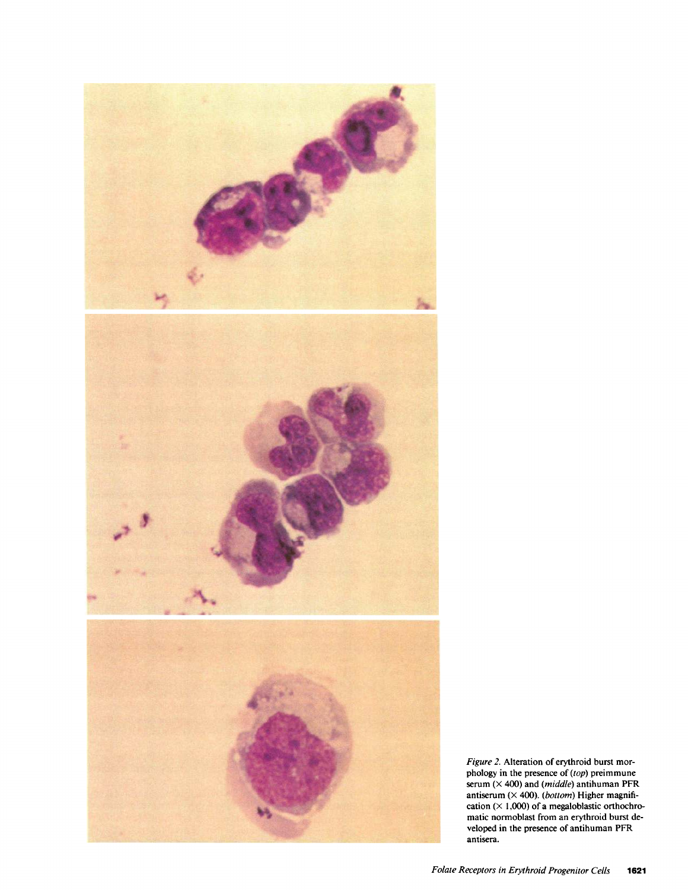*Figure 2.* Alteration of erythroid burst morphology in the presence of (*top*) preimmune serum (× 400) and (*middle*) antihuman PFR antiserum (× 400). (*bottom*) Higher magnification (× 1,000) of a megaloblastic orthochromatic normoblast from an erythroid burst developed in the presence of antihuman PFR antisera.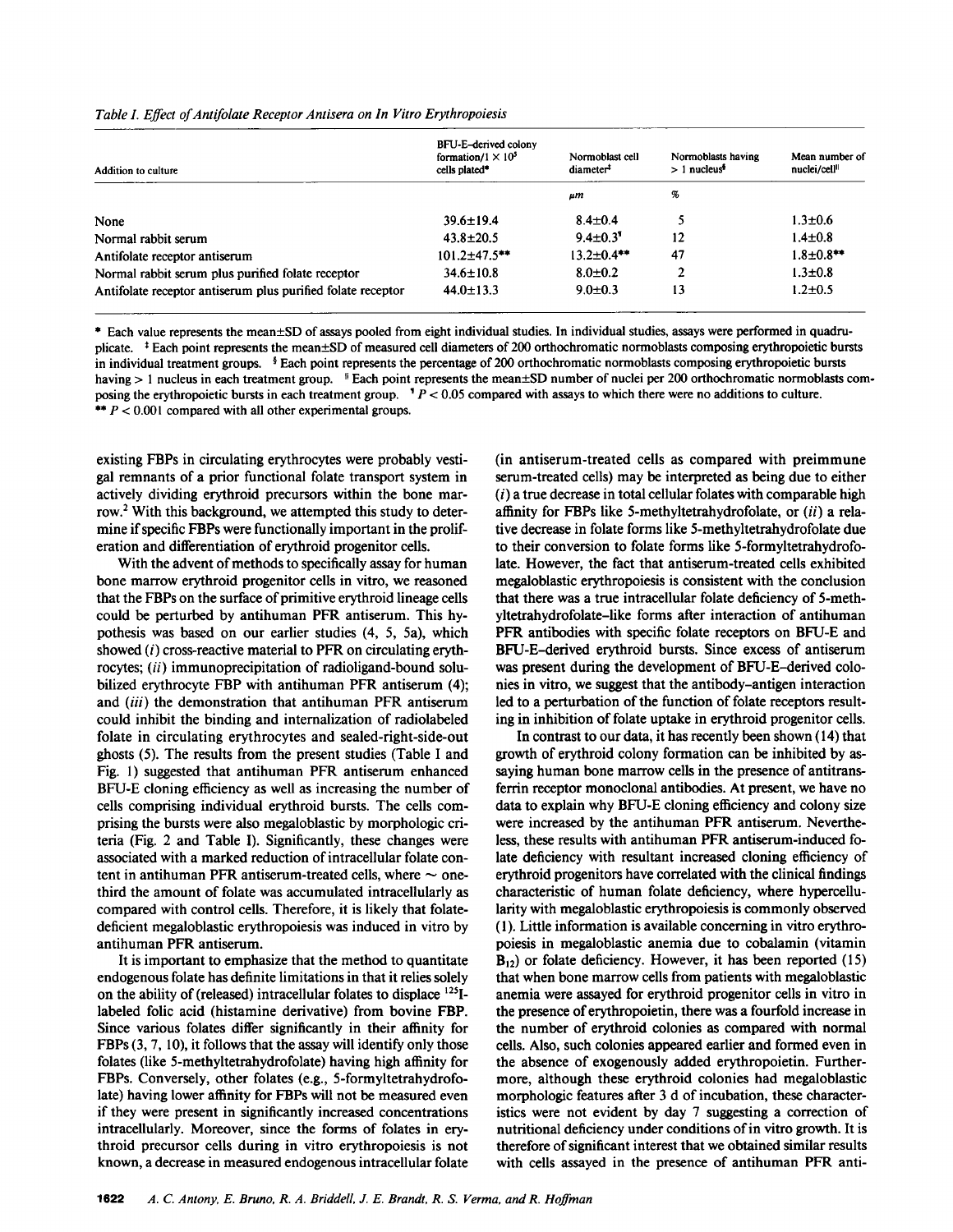*Table I. Effect of Antifolate Receptor Antisera on In Vitro Erythropoiesis*

| Addition to culture | BFU-E–derived colony formation/1 × 10[5] cells plated* | Normoblast cell diameter‡ | Normoblasts having > 1 nucleus§ | Mean number of nuclei/cell‖ |
|---|---|---|---|---|
| | | *µm* | % | |
| None | 39.6±19.4 | 8.4±0.4 | 5 | 1.3±0.6 |
| Normal rabbit serum | 43.8±20.5 | 9.4±0.3¶ | 12 | 1.4±0.8 |
| Antifolate receptor antiserum | 101.2±47.5** | 13.2±0.4** | 47 | 1.8±0.8** |
| Normal rabbit serum plus purified folate receptor | 34.6±10.8 | 8.0±0.2 | 2 | 1.3±0.8 |
| Antifolate receptor antiserum plus purified folate receptor | 44.0±13.3 | 9.0±0.3 | 13 | 1.2±0.5 |

\* Each value represents the mean±SD of assays pooled from eight individual studies. In individual studies, assays were performed in quadruplicate. ‡ Each point represents the mean±SD of measured cell diameters of 200 orthochromatic normoblasts composing erythropoietic bursts in individual treatment groups. § Each point represents the percentage of 200 orthochromatic normoblasts composing erythropoietic bursts having > 1 nucleus in each treatment group. ‖ Each point represents the mean±SD number of nuclei per 200 orthochromatic normoblasts composing the erythropoietic bursts in each treatment group. ¶ $P < 0.05$ compared with assays to which there were no additions to culture. ** $P < 0.001$ compared with all other experimental groups.

existing FBPs in circulating erythrocytes were probably vestigal remnants of a prior functional folate transport system in actively dividing erythroid precursors within the bone marrow.[2] With this background, we attempted this study to determine if specific FBPs were functionally important in the proliferation and differentiation of erythroid progenitor cells.

With the advent of methods to specifically assay for human bone marrow erythroid progenitor cells in vitro, we reasoned that the FBPs on the surface of primitive erythroid lineage cells could be perturbed by antihuman PFR antiserum. This hypothesis was based on our earlier studies (4, 5, 5a), which showed (*i*) cross-reactive material to PFR on circulating erythrocytes; (*ii*) immunoprecipitation of radioligand-bound solubilized erythrocyte FBP with antihuman PFR antiserum (4); and (*iii*) the demonstration that antihuman PFR antiserum could inhibit the binding and internalization of radiolabeled folate in circulating erythrocytes and sealed-right-side-out ghosts (5). The results from the present studies (Table I and Fig. 1) suggested that antihuman PFR antiserum enhanced BFU-E cloning efficiency as well as increasing the number of cells comprising individual erythroid bursts. The cells comprising the bursts were also megaloblastic by morphologic criteria (Fig. 2 and Table I). Significantly, these changes were associated with a marked reduction of intracellular folate content in antihuman PFR antiserum-treated cells, where ~ one-third the amount of folate was accumulated intracellularly as compared with control cells. Therefore, it is likely that folate-deficient megaloblastic erythropoiesis was induced in vitro by antihuman PFR antiserum.

It is important to emphasize that the method to quantitate endogenous folate has definite limitations in that it relies solely on the ability of (released) intracellular folates to displace $^{125}$I-labeled folic acid (histamine derivative) from bovine FBP. Since various folates differ significantly in their affinity for FBPs (3, 7, 10), it follows that the assay will identify only those folates (like 5-methyltetrahydrofolate) having high affinity for FBPs. Conversely, other folates (e.g., 5-formyltetrahydrofolate) having lower affinity for FBPs will not be measured even if they were present in significantly increased concentrations intracellularly. Moreover, since the forms of folates in erythroid precursor cells during in vitro erythropoiesis is not known, a decrease in measured endogenous intracellular folate (in antiserum-treated cells as compared with preimmune serum-treated cells) may be interpreted as being due to either (*i*) a true decrease in total cellular folates with comparable high affinity for FBPs like 5-methyltetrahydrofolate, or (*ii*) a relative decrease in folate forms like 5-methyltetrahydrofolate due to their conversion to folate forms like 5-formyltetrahydrofolate. However, the fact that antiserum-treated cells exhibited megaloblastic erythropoiesis is consistent with the conclusion that there was a true intracellular folate deficiency of 5-methyltetrahydrofolate–like forms after interaction of antihuman PFR antibodies with specific folate receptors on BFU-E and BFU-E–derived erythroid bursts. Since excess of antiserum was present during the development of BFU-E–derived colonies in vitro, we suggest that the antibody–antigen interaction led to a perturbation of the function of folate receptors resulting in inhibition of folate uptake in erythroid progenitor cells.

In contrast to our data, it has recently been shown (14) that growth of erythroid colony formation can be inhibited by assaying human bone marrow cells in the presence of antitransferrin receptor monoclonal antibodies. At present, we have no data to explain why BFU-E cloning efficiency and colony size were increased by the antihuman PFR antiserum. Nevertheless, these results with antihuman PFR antiserum-induced folate deficiency with resultant increased cloning efficiency of erythroid progenitors have correlated with the clinical findings characteristic of human folate deficiency, where hypercellularity with megaloblastic erythropoiesis is commonly observed (1). Little information is available concerning in vitro erythropoiesis in megaloblastic anemia due to cobalamin (vitamin $B_{12}$) or folate deficiency. However, it has been reported (15) that when bone marrow cells from patients with megaloblastic anemia were assayed for erythroid progenitor cells in vitro in the presence of erythropoietin, there was a fourfold increase in the number of erythroid colonies as compared with normal cells. Also, such colonies appeared earlier and formed even in the absence of exogenously added erythropoietin. Furthermore, although these erythroid colonies had megaloblastic morphologic features after 3 d of incubation, these characteristics were not evident by day 7 suggesting a correction of nutritional deficiency under conditions of in vitro growth. It is therefore of significant interest that we obtained similar results with cells assayed in the presence of antihuman PFR anti-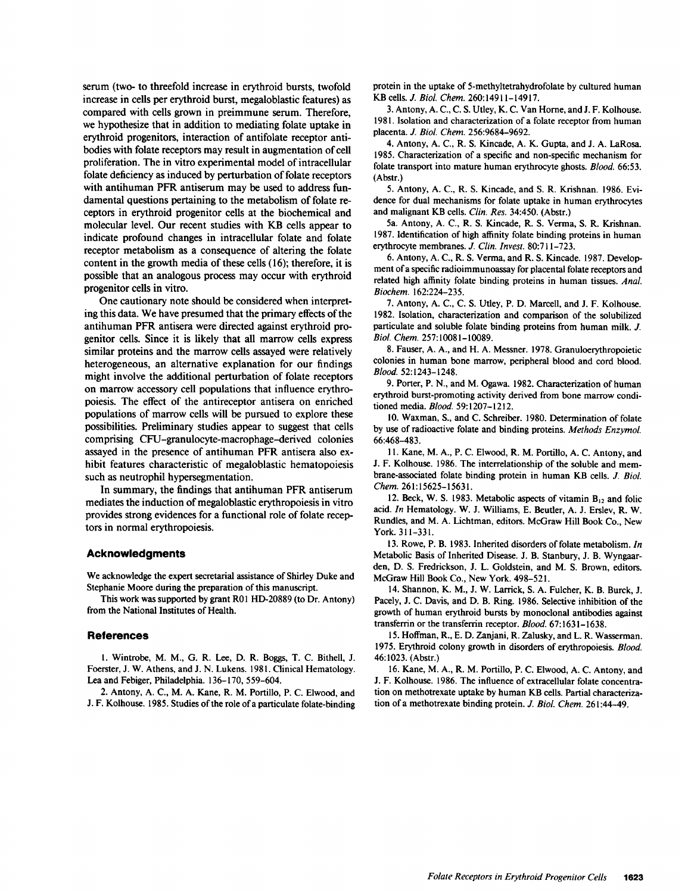serum (two- to threefold increase in erythroid bursts, twofold increase in cells per erythroid burst, megaloblastic features) as compared with cells grown in preimmune serum. Therefore, we hypothesize that in addition to mediating folate uptake in erythroid progenitors, interaction of antifolate receptor antibodies with folate receptors may result in augmentation of cell proliferation. The in vitro experimental model of intracellular folate deficiency as induced by perturbation of folate receptors with antihuman PFR antiserum may be used to address fundamental questions pertaining to the metabolism of folate receptors in erythroid progenitor cells at the biochemical and molecular level. Our recent studies with KB cells appear to indicate profound changes in intracellular folate and folate receptor metabolism as a consequence of altering the folate content in the growth media of these cells (16); therefore, it is possible that an analogous process may occur with erythroid progenitor cells in vitro.

One cautionary note should be considered when interpreting this data. We have presumed that the primary effects of the antihuman PFR antisera were directed against erythroid progenitor cells. Since it is likely that all marrow cells express similar proteins and the marrow cells assayed were relatively heterogeneous, an alternative explanation for our findings might involve the additional perturbation of folate receptors on marrow accessory cell populations that influence erythropoiesis. The effect of the antireceptor antisera on enriched populations of marrow cells will be pursued to explore these possibilities. Preliminary studies appear to suggest that cells comprising CFU-granulocyte-macrophage-derived colonies assayed in the presence of antihuman PFR antisera also exhibit features characteristic of megaloblastic hematopoiesis such as neutrophil hypersegmentation.

In summary, the findings that antihuman PFR antiserum mediates the induction of megaloblastic erythropoiesis in vitro provides strong evidences for a functional role of folate receptors in normal erythropoiesis.

## Acknowledgments

We acknowledge the expert secretarial assistance of Shirley Duke and Stephanie Moore during the preparation of this manuscript.

This work was supported by grant R01 HD-20889 (to Dr. Antony) from the National Institutes of Health.

## References

1. Wintrobe, M. M., G. R. Lee, D. R. Boggs, T. C. Bithell, J. Foerster, J. W. Athens, and J. N. Lukens. 1981. Clinical Hematology. Lea and Febiger, Philadelphia. 136–170, 559–604.

2. Antony, A. C., M. A. Kane, R. M. Portillo, P. C. Elwood, and J. F. Kolhouse. 1985. Studies of the role of a particulate folate-binding protein in the uptake of 5-methyltetrahydrofolate by cultured human KB cells. *J. Biol. Chem.* 260:14911–14917.

3. Antony, A. C., C. S. Utley, K. C. Van Horne, and J. F. Kolhouse. 1981. Isolation and characterization of a folate receptor from human placenta. *J. Biol. Chem.* 256:9684–9692.

4. Antony, A. C., R. S. Kincade, A. K. Gupta, and J. A. LaRosa. 1985. Characterization of a specific and non-specific mechanism for folate transport into mature human erythrocyte ghosts. *Blood.* 66:53. (Abstr.)

5. Antony, A. C., R. S. Kincade, and S. R. Krishnan. 1986. Evidence for dual mechanisms for folate uptake in human erythrocytes and malignant KB cells. *Clin. Res.* 34:450. (Abstr.)

5a. Antony, A. C., R. S. Kincade, R. S. Verma, S. R. Krishnan. 1987. Identification of high affinity folate binding proteins in human erythrocyte membranes. *J. Clin. Invest.* 80:711–723.

6. Antony, A. C., R. S. Verma, and R. S. Kincade. 1987. Development of a specific radioimmunoassay for placental folate receptors and related high affinity folate binding proteins in human tissues. *Anal. Biochem.* 162:224–235.

7. Antony, A. C., C. S. Utley, P. D. Marcell, and J. F. Kolhouse. 1982. Isolation, characterization and comparison of the solubilized particulate and soluble folate binding proteins from human milk. *J. Biol. Chem.* 257:10081–10089.

8. Fauser, A. A., and H. A. Messner. 1978. Granuloerythropoietic colonies in human bone marrow, peripheral blood and cord blood. *Blood.* 52:1243–1248.

9. Porter, P. N., and M. Ogawa. 1982. Characterization of human erythroid burst-promoting activity derived from bone marrow conditioned media. *Blood.* 59:1207–1212.

10. Waxman, S., and C. Schreiber. 1980. Determination of folate by use of radioactive folate and binding proteins. *Methods Enzymol.* 66:468–483.

11. Kane, M. A., P. C. Elwood, R. M. Portillo, A. C. Antony, and J. F. Kolhouse. 1986. The interrelationship of the soluble and membrane-associated folate binding protein in human KB cells. *J. Biol. Chem.* 261:15625–15631.

12. Beck, W. S. 1983. Metabolic aspects of vitamin $B_{12}$ and folic acid. *In* Hematology. W. J. Williams, E. Beutler, A. J. Erslev, R. W. Rundles, and M. A. Lichtman, editors. McGraw Hill Book Co., New York. 311–331.

13. Rowe, P. B. 1983. Inherited disorders of folate metabolism. *In* Metabolic Basis of Inherited Disease. J. B. Stanbury, J. B. Wyngaarden, D. S. Fredrickson, J. L. Goldstein, and M. S. Brown, editors. McGraw Hill Book Co., New York. 498–521.

14. Shannon, K. M., J. W. Larrick, S. A. Fulcher, K. B. Burck, J. Pacely, J. C. Davis, and D. B. Ring. 1986. Selective inhibition of the growth of human erythroid bursts by monoclonal antibodies against transferrin or the transferrin receptor. *Blood.* 67:1631–1638.

15. Hoffman, R., E. D. Zanjani, R. Zalusky, and L. R. Wasserman. 1975. Erythroid colony growth in disorders of erythropoiesis. *Blood.* 46:1023. (Abstr.)

16. Kane, M. A., R. M. Portillo, P. C. Elwood, A. C. Antony, and J. F. Kolhouse. 1986. The influence of extracellular folate concentration on methotrexate uptake by human KB cells. Partial characterization of a methotrexate binding protein. *J. Biol. Chem.* 261:44–49.